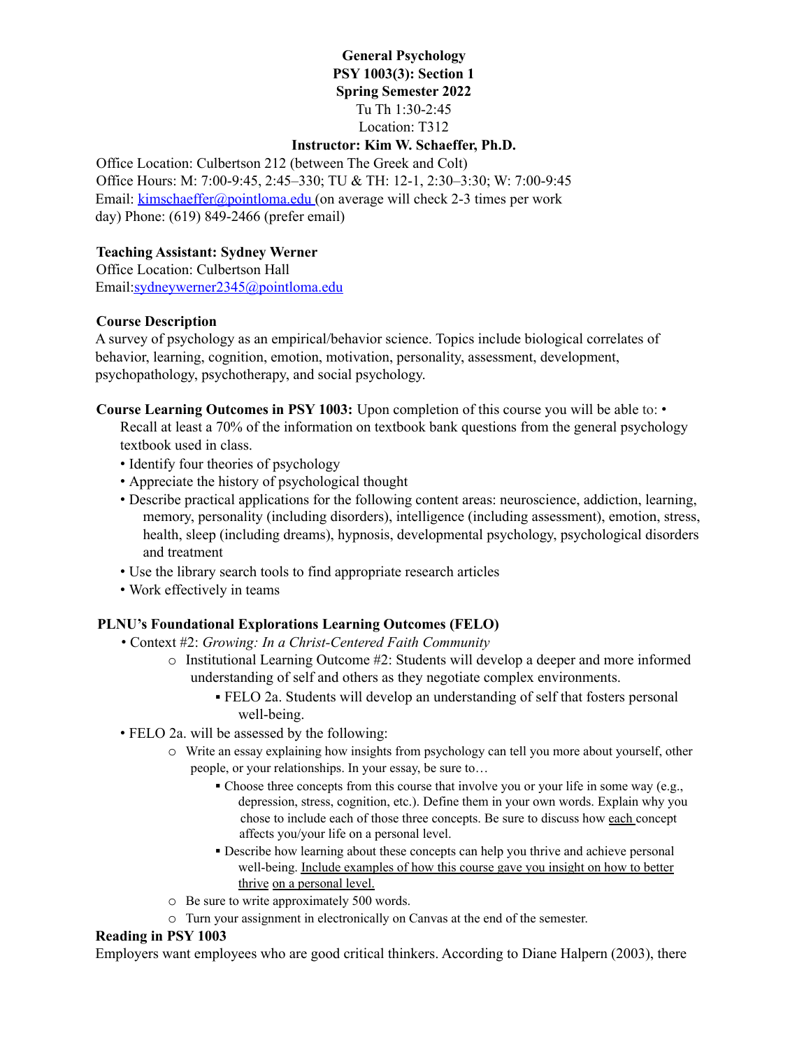**General Psychology**
**PSY 1003(3): Section 1**
**Spring Semester 2022**
Tu Th 1:30-2:45
Location: T312
**Instructor: Kim W. Schaeffer, Ph.D.**

Office Location: Culbertson 212 (between The Greek and Colt)
Office Hours: M: 7:00-9:45, 2:45–330; TU & TH: 12-1, 2:30–3:30; W: 7:00-9:45
Email: kimschaeffer@pointloma.edu (on average will check 2-3 times per work day) Phone: (619) 849-2466 (prefer email)

**Teaching Assistant: Sydney Werner**
Office Location: Culbertson Hall
Email:sydneywerner2345@pointloma.edu

**Course Description**
A survey of psychology as an empirical/behavior science. Topics include biological correlates of behavior, learning, cognition, emotion, motivation, personality, assessment, development, psychopathology, psychotherapy, and social psychology.

**Course Learning Outcomes in PSY 1003:** Upon completion of this course you will be able to:

- Recall at least a 70% of the information on textbook bank questions from the general psychology textbook used in class.
- Identify four theories of psychology
- Appreciate the history of psychological thought
- Describe practical applications for the following content areas: neuroscience, addiction, learning, memory, personality (including disorders), intelligence (including assessment), emotion, stress, health, sleep (including dreams), hypnosis, developmental psychology, psychological disorders and treatment
- Use the library search tools to find appropriate research articles
- Work effectively in teams

**PLNU's Foundational Explorations Learning Outcomes (FELO)**

- Context #2: *Growing: In a Christ-Centered Faith Community*
  - Institutional Learning Outcome #2: Students will develop a deeper and more informed understanding of self and others as they negotiate complex environments.
    - FELO 2a. Students will develop an understanding of self that fosters personal well-being.
- FELO 2a. will be assessed by the following:
  - Write an essay explaining how insights from psychology can tell you more about yourself, other people, or your relationships. In your essay, be sure to…
    - Choose three concepts from this course that involve you or your life in some way (e.g., depression, stress, cognition, etc.). Define them in your own words. Explain why you chose to include each of those three concepts. Be sure to discuss how each concept affects you/your life on a personal level.
    - Describe how learning about these concepts can help you thrive and achieve personal well-being. Include examples of how this course gave you insight on how to better thrive on a personal level.
  - Be sure to write approximately 500 words.
  - Turn your assignment in electronically on Canvas at the end of the semester.

**Reading in PSY 1003**
Employers want employees who are good critical thinkers. According to Diane Halpern (2003), there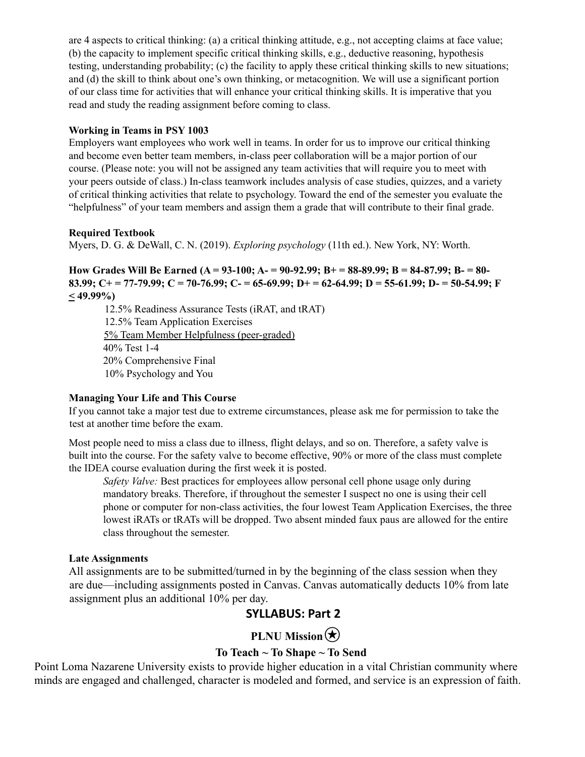are 4 aspects to critical thinking: (a) a critical thinking attitude, e.g., not accepting claims at face value; (b) the capacity to implement specific critical thinking skills, e.g., deductive reasoning, hypothesis testing, understanding probability; (c) the facility to apply these critical thinking skills to new situations; and (d) the skill to think about one's own thinking, or metacognition. We will use a significant portion of our class time for activities that will enhance your critical thinking skills. It is imperative that you read and study the reading assignment before coming to class.

**Working in Teams in PSY 1003**

Employers want employees who work well in teams. In order for us to improve our critical thinking and become even better team members, in-class peer collaboration will be a major portion of our course. (Please note: you will not be assigned any team activities that will require you to meet with your peers outside of class.) In-class teamwork includes analysis of case studies, quizzes, and a variety of critical thinking activities that relate to psychology. Toward the end of the semester you evaluate the "helpfulness" of your team members and assign them a grade that will contribute to their final grade.

**Required Textbook**

Myers, D. G. & DeWall, C. N. (2019). *Exploring psychology* (11th ed.). New York, NY: Worth.

**How Grades Will Be Earned (A = 93-100; A- = 90-92.99; B+ = 88-89.99; B = 84-87.99; B- = 80-83.99; C+ = 77-79.99; C = 70-76.99; C- = 65-69.99; D+ = 62-64.99; D = 55-61.99; D- = 50-54.99; F ≤ 49.99%)**

12.5% Readiness Assurance Tests (iRAT, and tRAT)
12.5% Team Application Exercises
<u>5% Team Member Helpfulness (peer-graded)</u>
40% Test 1-4
20% Comprehensive Final
10% Psychology and You

**Managing Your Life and This Course**

If you cannot take a major test due to extreme circumstances, please ask me for permission to take the test at another time before the exam.

Most people need to miss a class due to illness, flight delays, and so on. Therefore, a safety valve is built into the course. For the safety valve to become effective, 90% or more of the class must complete the IDEA course evaluation during the first week it is posted.

> *Safety Valve:* Best practices for employees allow personal cell phone usage only during mandatory breaks. Therefore, if throughout the semester I suspect no one is using their cell phone or computer for non-class activities, the four lowest Team Application Exercises, the three lowest iRATs or tRATs will be dropped. Two absent minded faux paus are allowed for the entire class throughout the semester.

**Late Assignments**

All assignments are to be submitted/turned in by the beginning of the class session when they are due—including assignments posted in Canvas. Canvas automatically deducts 10% from late assignment plus an additional 10% per day.

## SYLLABUS: Part 2

### PLNU Mission ★

### To Teach ~ To Shape ~ To Send

Point Loma Nazarene University exists to provide higher education in a vital Christian community where minds are engaged and challenged, character is modeled and formed, and service is an expression of faith.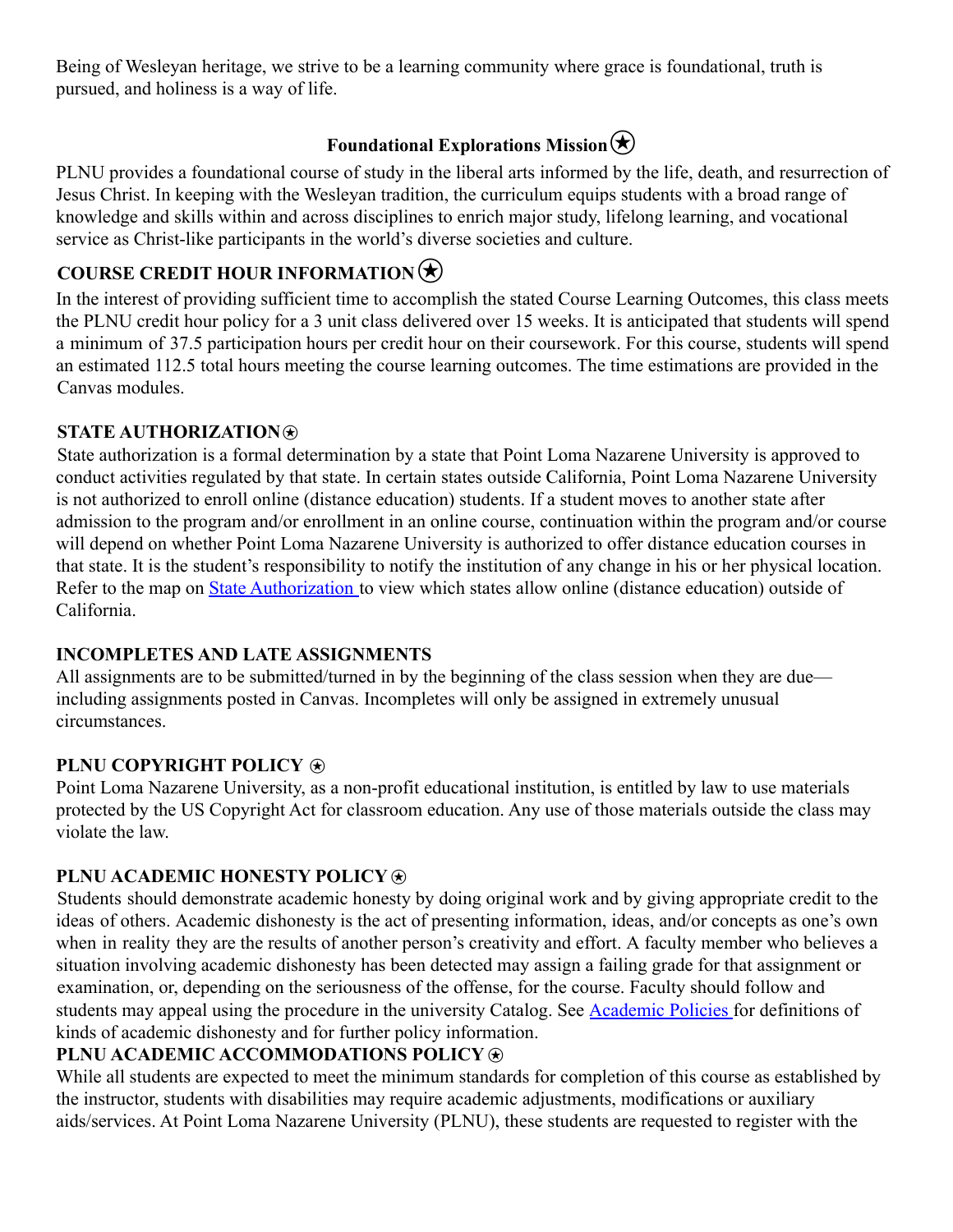Being of Wesleyan heritage, we strive to be a learning community where grace is foundational, truth is pursued, and holiness is a way of life.

### Foundational Explorations Mission ★

PLNU provides a foundational course of study in the liberal arts informed by the life, death, and resurrection of Jesus Christ. In keeping with the Wesleyan tradition, the curriculum equips students with a broad range of knowledge and skills within and across disciplines to enrich major study, lifelong learning, and vocational service as Christ-like participants in the world's diverse societies and culture.

### COURSE CREDIT HOUR INFORMATION ★

In the interest of providing sufficient time to accomplish the stated Course Learning Outcomes, this class meets the PLNU credit hour policy for a 3 unit class delivered over 15 weeks. It is anticipated that students will spend a minimum of 37.5 participation hours per credit hour on their coursework. For this course, students will spend an estimated 112.5 total hours meeting the course learning outcomes. The time estimations are provided in the Canvas modules.

### STATE AUTHORIZATION ★

State authorization is a formal determination by a state that Point Loma Nazarene University is approved to conduct activities regulated by that state. In certain states outside California, Point Loma Nazarene University is not authorized to enroll online (distance education) students. If a student moves to another state after admission to the program and/or enrollment in an online course, continuation within the program and/or course will depend on whether Point Loma Nazarene University is authorized to offer distance education courses in that state. It is the student's responsibility to notify the institution of any change in his or her physical location. Refer to the map on State Authorization to view which states allow online (distance education) outside of California.

### INCOMPLETES AND LATE ASSIGNMENTS

All assignments are to be submitted/turned in by the beginning of the class session when they are due—including assignments posted in Canvas. Incompletes will only be assigned in extremely unusual circumstances.

### PLNU COPYRIGHT POLICY ★

Point Loma Nazarene University, as a non-profit educational institution, is entitled by law to use materials protected by the US Copyright Act for classroom education. Any use of those materials outside the class may violate the law.

### PLNU ACADEMIC HONESTY POLICY ★

Students should demonstrate academic honesty by doing original work and by giving appropriate credit to the ideas of others. Academic dishonesty is the act of presenting information, ideas, and/or concepts as one's own when in reality they are the results of another person's creativity and effort. A faculty member who believes a situation involving academic dishonesty has been detected may assign a failing grade for that assignment or examination, or, depending on the seriousness of the offense, for the course. Faculty should follow and students may appeal using the procedure in the university Catalog. See Academic Policies for definitions of kinds of academic dishonesty and for further policy information.

### PLNU ACADEMIC ACCOMMODATIONS POLICY ★

While all students are expected to meet the minimum standards for completion of this course as established by the instructor, students with disabilities may require academic adjustments, modifications or auxiliary aids/services. At Point Loma Nazarene University (PLNU), these students are requested to register with the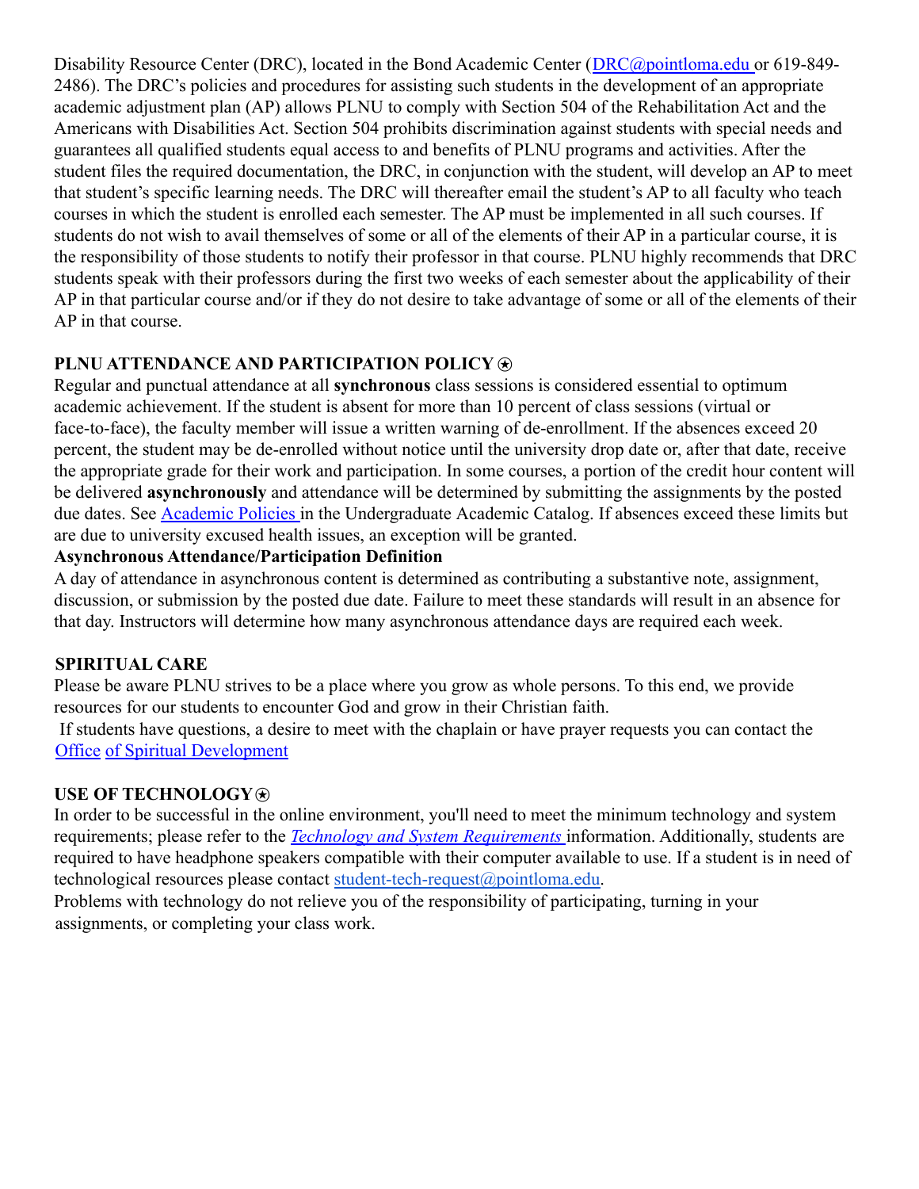Disability Resource Center (DRC), located in the Bond Academic Center (DRC@pointloma.edu or 619-849-2486). The DRC's policies and procedures for assisting such students in the development of an appropriate academic adjustment plan (AP) allows PLNU to comply with Section 504 of the Rehabilitation Act and the Americans with Disabilities Act. Section 504 prohibits discrimination against students with special needs and guarantees all qualified students equal access to and benefits of PLNU programs and activities. After the student files the required documentation, the DRC, in conjunction with the student, will develop an AP to meet that student's specific learning needs. The DRC will thereafter email the student's AP to all faculty who teach courses in which the student is enrolled each semester. The AP must be implemented in all such courses. If students do not wish to avail themselves of some or all of the elements of their AP in a particular course, it is the responsibility of those students to notify their professor in that course. PLNU highly recommends that DRC students speak with their professors during the first two weeks of each semester about the applicability of their AP in that particular course and/or if they do not desire to take advantage of some or all of the elements of their AP in that course.

**PLNU ATTENDANCE AND PARTICIPATION POLICY** ⍟

Regular and punctual attendance at all **synchronous** class sessions is considered essential to optimum academic achievement. If the student is absent for more than 10 percent of class sessions (virtual or face-to-face), the faculty member will issue a written warning of de-enrollment. If the absences exceed 20 percent, the student may be de-enrolled without notice until the university drop date or, after that date, receive the appropriate grade for their work and participation. In some courses, a portion of the credit hour content will be delivered **asynchronously** and attendance will be determined by submitting the assignments by the posted due dates. See Academic Policies in the Undergraduate Academic Catalog. If absences exceed these limits but are due to university excused health issues, an exception will be granted.

**Asynchronous Attendance/Participation Definition**

A day of attendance in asynchronous content is determined as contributing a substantive note, assignment, discussion, or submission by the posted due date. Failure to meet these standards will result in an absence for that day. Instructors will determine how many asynchronous attendance days are required each week.

**SPIRITUAL CARE**

Please be aware PLNU strives to be a place where you grow as whole persons. To this end, we provide resources for our students to encounter God and grow in their Christian faith.

If students have questions, a desire to meet with the chaplain or have prayer requests you can contact the Office of Spiritual Development

**USE OF TECHNOLOGY** ⍟

In order to be successful in the online environment, you'll need to meet the minimum technology and system requirements; please refer to the *Technology and System Requirements* information. Additionally, students are required to have headphone speakers compatible with their computer available to use. If a student is in need of technological resources please contact student-tech-request@pointloma.edu.

Problems with technology do not relieve you of the responsibility of participating, turning in your assignments, or completing your class work.